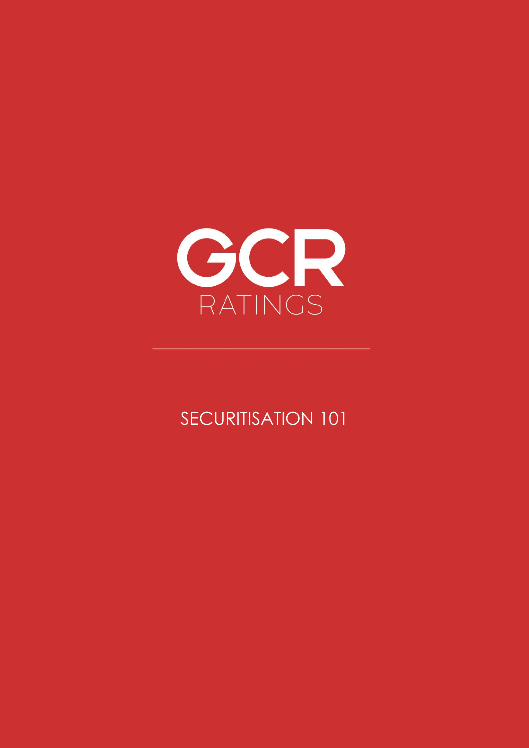GCR

RATINGS

# SECURITISATION 101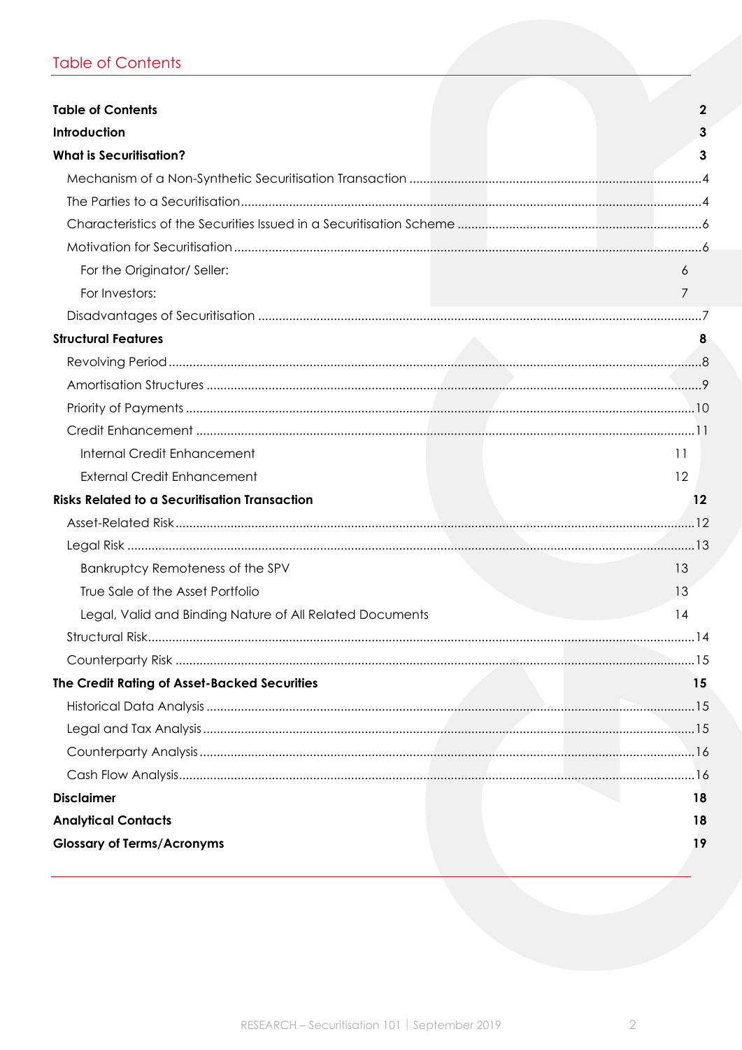# Table of Contents

**Table of Contents** 2

**Introduction** 3

**What is Securitisation?** 3

- Mechanism of a Non-Synthetic Securitisation Transaction ....4
- The Parties to a Securitisation....4
- Characteristics of the Securities Issued in a Securitisation Scheme ....6
- Motivation for Securitisation....6
  - For the Originator/ Seller: 6
  - For Investors: 7
- Disadvantages of Securitisation ....7

**Structural Features** 8

- Revolving Period....8
- Amortisation Structures ....9
- Priority of Payments ....10
- Credit Enhancement ....11
  - Internal Credit Enhancement 11
  - External Credit Enhancement 12

**Risks Related to a Securitisation Transaction** 12

- Asset-Related Risk....12
- Legal Risk ....13
  - Bankruptcy Remoteness of the SPV 13
  - True Sale of the Asset Portfolio 13
  - Legal, Valid and Binding Nature of All Related Documents 14
- Structural Risk....14
- Counterparty Risk ....15

**The Credit Rating of Asset-Backed Securities** 15

- Historical Data Analysis ....15
- Legal and Tax Analysis....15
- Counterparty Analysis....16
- Cash Flow Analysis....16

**Disclaimer** 18

**Analytical Contacts** 18

**Glossary of Terms/Acronyms** 19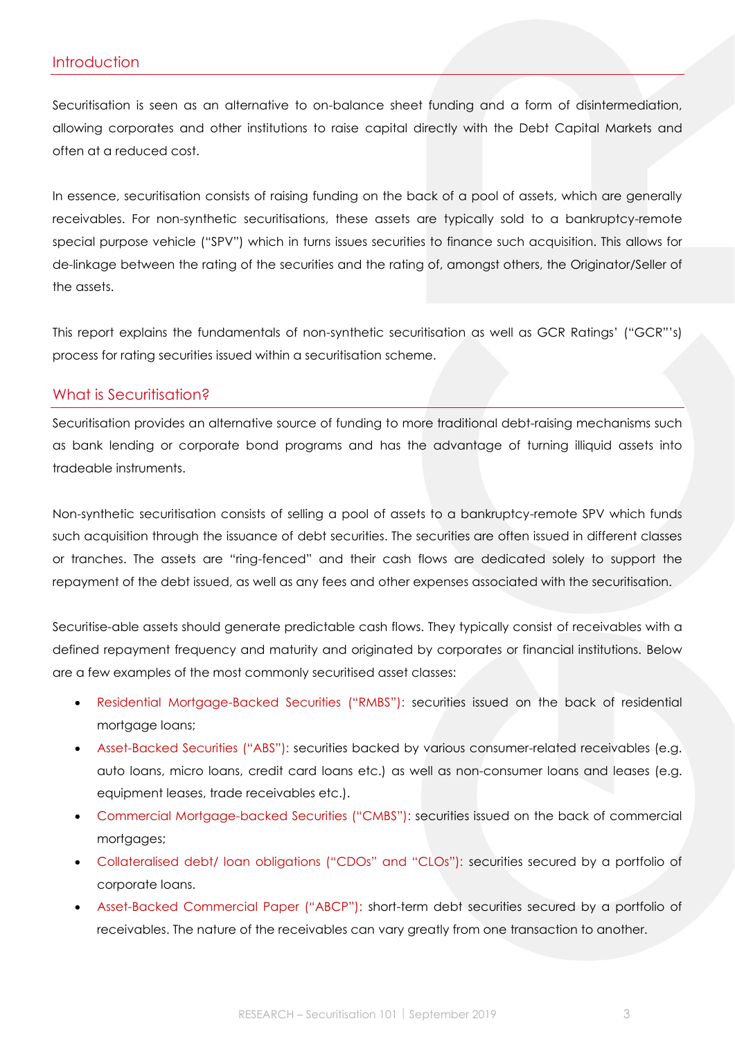## Introduction

Securitisation is seen as an alternative to on-balance sheet funding and a form of disintermediation, allowing corporates and other institutions to raise capital directly with the Debt Capital Markets and often at a reduced cost.

In essence, securitisation consists of raising funding on the back of a pool of assets, which are generally receivables. For non-synthetic securitisations, these assets are typically sold to a bankruptcy-remote special purpose vehicle ("SPV") which in turns issues securities to finance such acquisition. This allows for de-linkage between the rating of the securities and the rating of, amongst others, the Originator/Seller of the assets.

This report explains the fundamentals of non-synthetic securitisation as well as GCR Ratings' ("GCR"'s) process for rating securities issued within a securitisation scheme.

## What is Securitisation?

Securitisation provides an alternative source of funding to more traditional debt-raising mechanisms such as bank lending or corporate bond programs and has the advantage of turning illiquid assets into tradeable instruments.

Non-synthetic securitisation consists of selling a pool of assets to a bankruptcy-remote SPV which funds such acquisition through the issuance of debt securities. The securities are often issued in different classes or tranches. The assets are "ring-fenced" and their cash flows are dedicated solely to support the repayment of the debt issued, as well as any fees and other expenses associated with the securitisation.

Securitise-able assets should generate predictable cash flows. They typically consist of receivables with a defined repayment frequency and maturity and originated by corporates or financial institutions. Below are a few examples of the most commonly securitised asset classes:

- Residential Mortgage-Backed Securities ("RMBS"): securities issued on the back of residential mortgage loans;
- Asset-Backed Securities ("ABS"): securities backed by various consumer-related receivables (e.g. auto loans, micro loans, credit card loans etc.) as well as non-consumer loans and leases (e.g. equipment leases, trade receivables etc.).
- Commercial Mortgage-backed Securities ("CMBS"): securities issued on the back of commercial mortgages;
- Collateralised debt/ loan obligations ("CDOs" and "CLOs"): securities secured by a portfolio of corporate loans.
- Asset-Backed Commercial Paper ("ABCP"): short-term debt securities secured by a portfolio of receivables. The nature of the receivables can vary greatly from one transaction to another.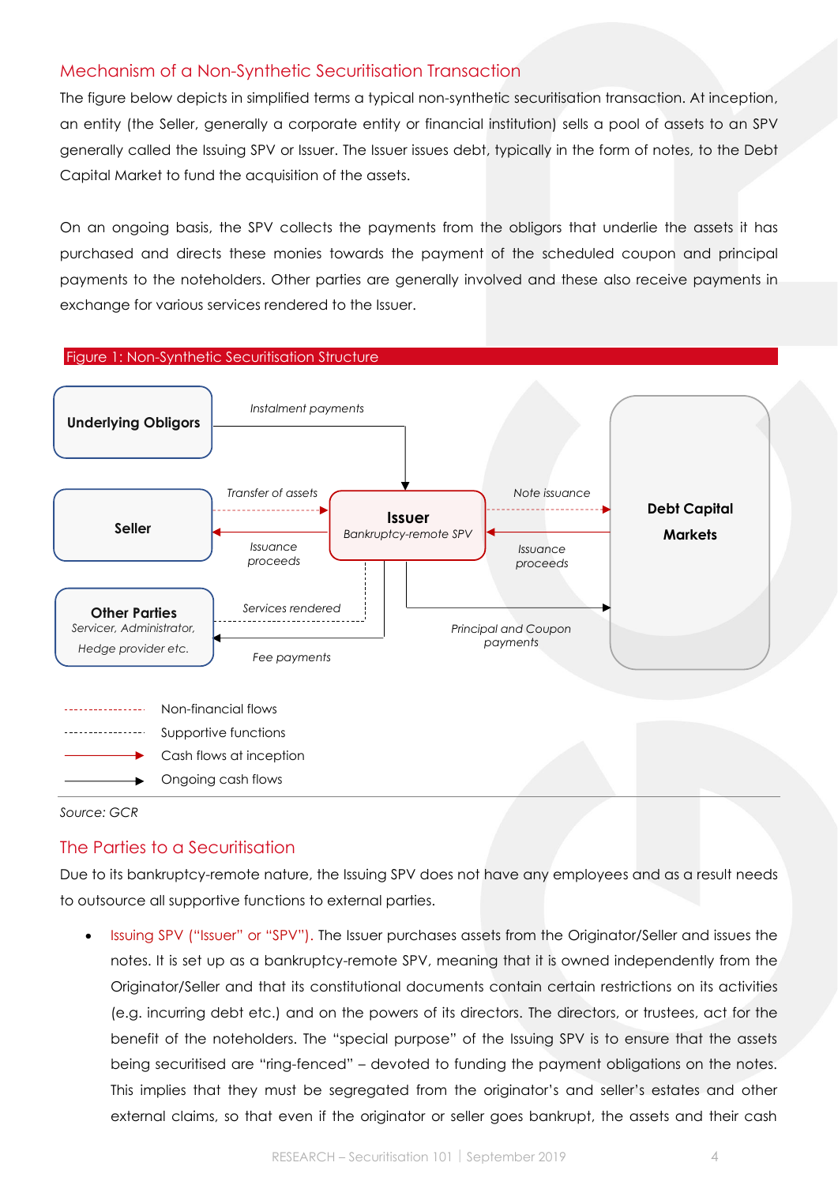## Mechanism of a Non-Synthetic Securitisation Transaction

The figure below depicts in simplified terms a typical non-synthetic securitisation transaction. At inception, an entity (the Seller, generally a corporate entity or financial institution) sells a pool of assets to an SPV generally called the Issuing SPV or Issuer. The Issuer issues debt, typically in the form of notes, to the Debt Capital Market to fund the acquisition of the assets.

On an ongoing basis, the SPV collects the payments from the obligors that underlie the assets it has purchased and directs these monies towards the payment of the scheduled coupon and principal payments to the noteholders. Other parties are generally involved and these also receive payments in exchange for various services rendered to the Issuer.

Figure 1: Non-Synthetic Securitisation Structure

**Underlying Obligors** — *Instalment payments* → **Issuer** *Bankruptcy-remote SPV*

**Seller** — *Transfer of assets* → **Issuer**; **Issuer** — *Issuance proceeds* → **Seller**

**Issuer** — *Note issuance* → **Debt Capital Markets**; **Debt Capital Markets** — *Issuance proceeds* → **Issuer**

**Other Parties** *Servicer, Administrator, Hedge provider etc.* — *Services rendered* → **Issuer**; **Issuer** — *Fee payments* → **Other Parties**

**Issuer** — *Principal and Coupon payments* → **Debt Capital Markets**

Legend:
- Non-financial flows (red dashed line)
- Supportive functions (black dashed line)
- Cash flows at inception (red arrow)
- Ongoing cash flows (black arrow)

*Source: GCR*

## The Parties to a Securitisation

Due to its bankruptcy-remote nature, the Issuing SPV does not have any employees and as a result needs to outsource all supportive functions to external parties.

- Issuing SPV ("Issuer" or "SPV"). The Issuer purchases assets from the Originator/Seller and issues the notes. It is set up as a bankruptcy-remote SPV, meaning that it is owned independently from the Originator/Seller and that its constitutional documents contain certain restrictions on its activities (e.g. incurring debt etc.) and on the powers of its directors. The directors, or trustees, act for the benefit of the noteholders. The "special purpose" of the Issuing SPV is to ensure that the assets being securitised are "ring-fenced" – devoted to funding the payment obligations on the notes. This implies that they must be segregated from the originator's and seller's estates and other external claims, so that even if the originator or seller goes bankrupt, the assets and their cash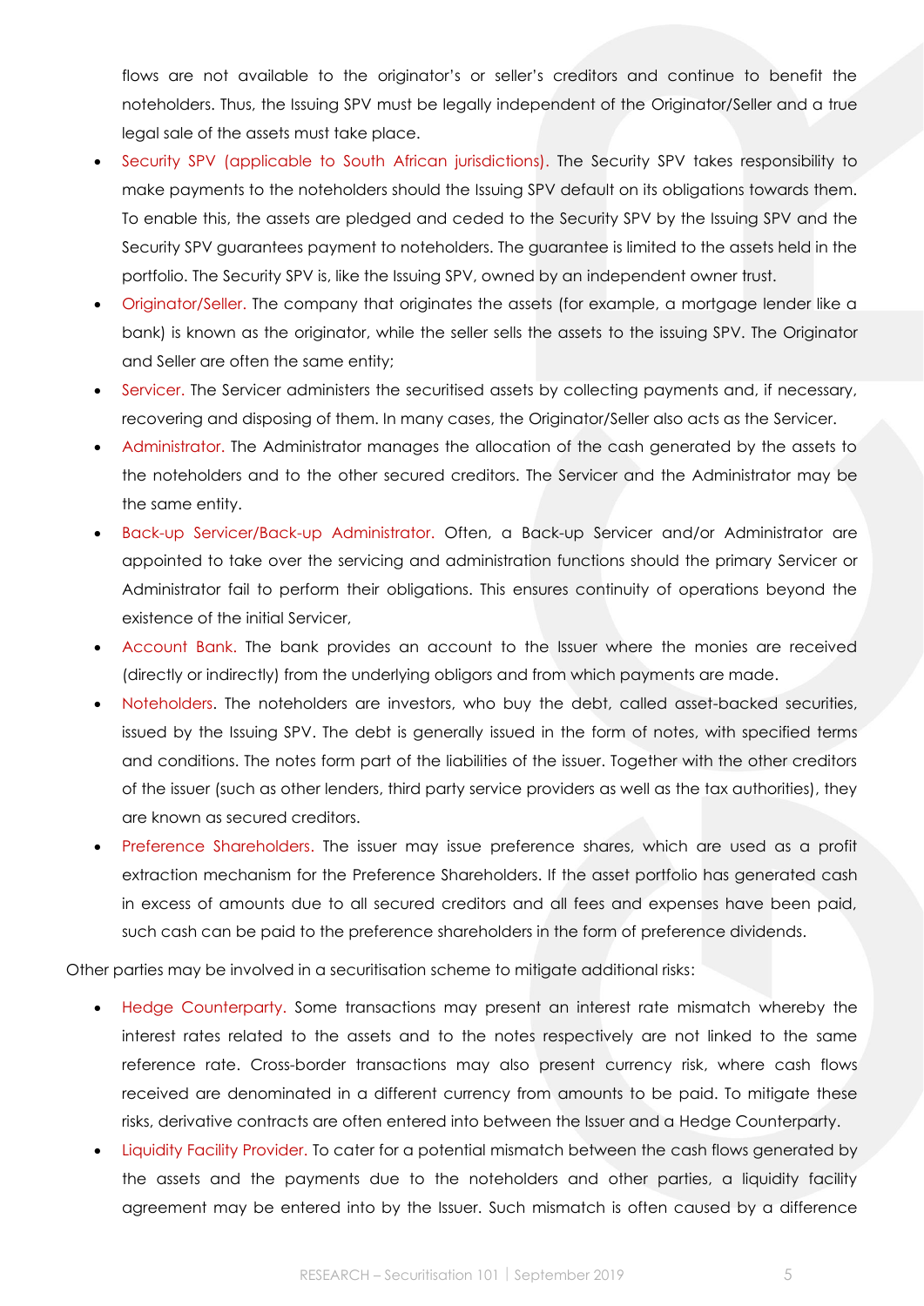flows are not available to the originator's or seller's creditors and continue to benefit the noteholders. Thus, the Issuing SPV must be legally independent of the Originator/Seller and a true legal sale of the assets must take place.

- Security SPV (applicable to South African jurisdictions). The Security SPV takes responsibility to make payments to the noteholders should the Issuing SPV default on its obligations towards them. To enable this, the assets are pledged and ceded to the Security SPV by the Issuing SPV and the Security SPV guarantees payment to noteholders. The guarantee is limited to the assets held in the portfolio. The Security SPV is, like the Issuing SPV, owned by an independent owner trust.
- Originator/Seller. The company that originates the assets (for example, a mortgage lender like a bank) is known as the originator, while the seller sells the assets to the issuing SPV. The Originator and Seller are often the same entity;
- Servicer. The Servicer administers the securitised assets by collecting payments and, if necessary, recovering and disposing of them. In many cases, the Originator/Seller also acts as the Servicer.
- Administrator. The Administrator manages the allocation of the cash generated by the assets to the noteholders and to the other secured creditors. The Servicer and the Administrator may be the same entity.
- Back-up Servicer/Back-up Administrator. Often, a Back-up Servicer and/or Administrator are appointed to take over the servicing and administration functions should the primary Servicer or Administrator fail to perform their obligations. This ensures continuity of operations beyond the existence of the initial Servicer,
- Account Bank. The bank provides an account to the Issuer where the monies are received (directly or indirectly) from the underlying obligors and from which payments are made.
- Noteholders. The noteholders are investors, who buy the debt, called asset-backed securities, issued by the Issuing SPV. The debt is generally issued in the form of notes, with specified terms and conditions. The notes form part of the liabilities of the issuer. Together with the other creditors of the issuer (such as other lenders, third party service providers as well as the tax authorities), they are known as secured creditors.
- Preference Shareholders. The issuer may issue preference shares, which are used as a profit extraction mechanism for the Preference Shareholders. If the asset portfolio has generated cash in excess of amounts due to all secured creditors and all fees and expenses have been paid, such cash can be paid to the preference shareholders in the form of preference dividends.

Other parties may be involved in a securitisation scheme to mitigate additional risks:

- Hedge Counterparty. Some transactions may present an interest rate mismatch whereby the interest rates related to the assets and to the notes respectively are not linked to the same reference rate. Cross-border transactions may also present currency risk, where cash flows received are denominated in a different currency from amounts to be paid. To mitigate these risks, derivative contracts are often entered into between the Issuer and a Hedge Counterparty.
- Liquidity Facility Provider. To cater for a potential mismatch between the cash flows generated by the assets and the payments due to the noteholders and other parties, a liquidity facility agreement may be entered into by the Issuer. Such mismatch is often caused by a difference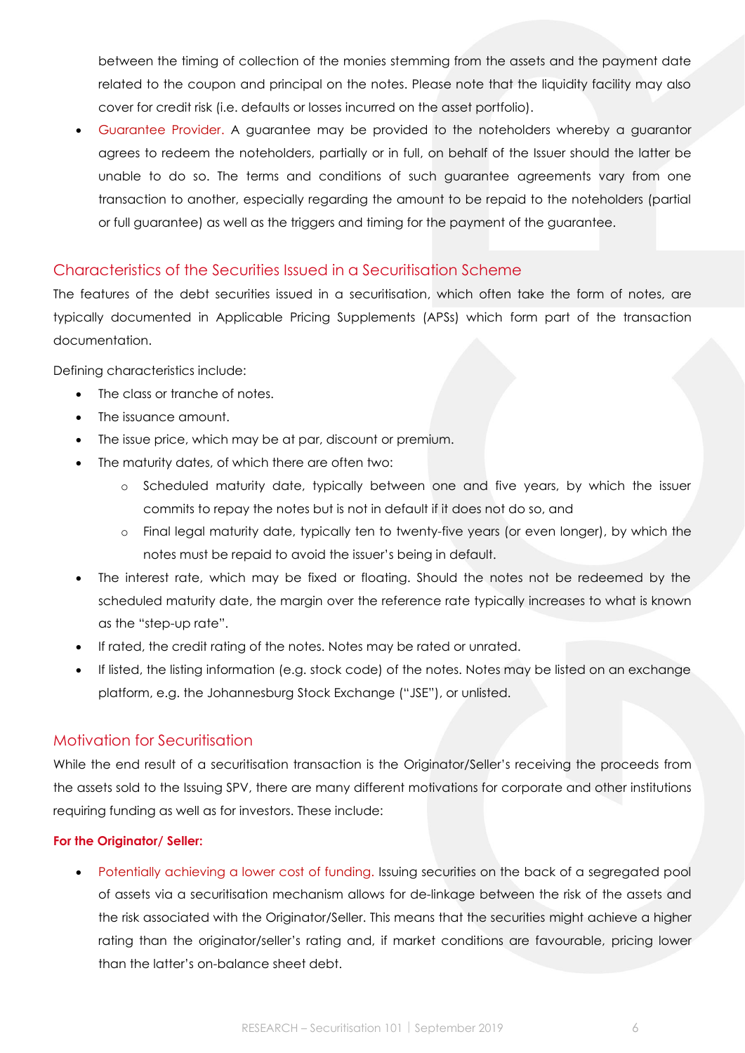between the timing of collection of the monies stemming from the assets and the payment date related to the coupon and principal on the notes. Please note that the liquidity facility may also cover for credit risk (i.e. defaults or losses incurred on the asset portfolio).

- Guarantee Provider. A guarantee may be provided to the noteholders whereby a guarantor agrees to redeem the noteholders, partially or in full, on behalf of the Issuer should the latter be unable to do so. The terms and conditions of such guarantee agreements vary from one transaction to another, especially regarding the amount to be repaid to the noteholders (partial or full guarantee) as well as the triggers and timing for the payment of the guarantee.

## Characteristics of the Securities Issued in a Securitisation Scheme

The features of the debt securities issued in a securitisation, which often take the form of notes, are typically documented in Applicable Pricing Supplements (APSs) which form part of the transaction documentation.

Defining characteristics include:

- The class or tranche of notes.
- The issuance amount.
- The issue price, which may be at par, discount or premium.
- The maturity dates, of which there are often two:
  - Scheduled maturity date, typically between one and five years, by which the issuer commits to repay the notes but is not in default if it does not do so, and
  - Final legal maturity date, typically ten to twenty-five years (or even longer), by which the notes must be repaid to avoid the issuer's being in default.
- The interest rate, which may be fixed or floating. Should the notes not be redeemed by the scheduled maturity date, the margin over the reference rate typically increases to what is known as the "step-up rate".
- If rated, the credit rating of the notes. Notes may be rated or unrated.
- If listed, the listing information (e.g. stock code) of the notes. Notes may be listed on an exchange platform, e.g. the Johannesburg Stock Exchange ("JSE"), or unlisted.

## Motivation for Securitisation

While the end result of a securitisation transaction is the Originator/Seller's receiving the proceeds from the assets sold to the Issuing SPV, there are many different motivations for corporate and other institutions requiring funding as well as for investors. These include:

**For the Originator/ Seller:**

- Potentially achieving a lower cost of funding. Issuing securities on the back of a segregated pool of assets via a securitisation mechanism allows for de-linkage between the risk of the assets and the risk associated with the Originator/Seller. This means that the securities might achieve a higher rating than the originator/seller's rating and, if market conditions are favourable, pricing lower than the latter's on-balance sheet debt.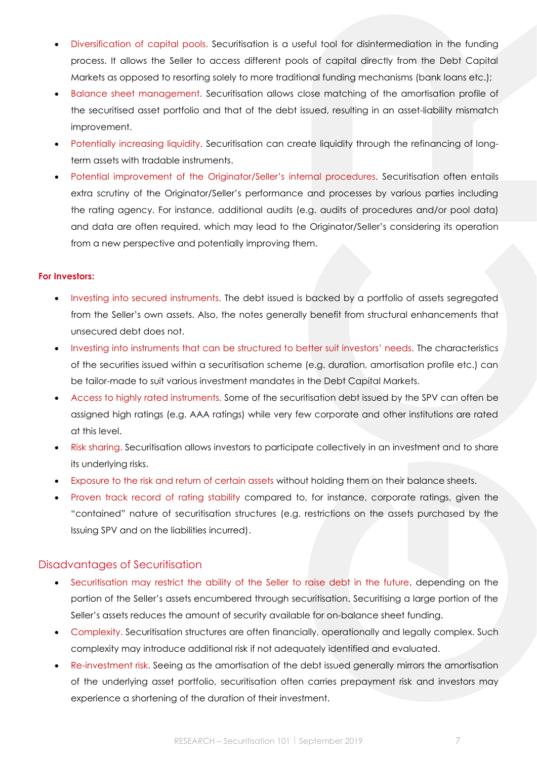- Diversification of capital pools. Securitisation is a useful tool for disintermediation in the funding process. It allows the Seller to access different pools of capital directly from the Debt Capital Markets as opposed to resorting solely to more traditional funding mechanisms (bank loans etc.);
- Balance sheet management. Securitisation allows close matching of the amortisation profile of the securitised asset portfolio and that of the debt issued, resulting in an asset-liability mismatch improvement.
- Potentially increasing liquidity. Securitisation can create liquidity through the refinancing of long-term assets with tradable instruments.
- Potential improvement of the Originator/Seller's internal procedures. Securitisation often entails extra scrutiny of the Originator/Seller's performance and processes by various parties including the rating agency. For instance, additional audits (e.g. audits of procedures and/or pool data) and data are often required, which may lead to the Originator/Seller's considering its operation from a new perspective and potentially improving them.

**For Investors:**

- Investing into secured instruments. The debt issued is backed by a portfolio of assets segregated from the Seller's own assets. Also, the notes generally benefit from structural enhancements that unsecured debt does not.
- Investing into instruments that can be structured to better suit investors' needs. The characteristics of the securities issued within a securitisation scheme (e.g. duration, amortisation profile etc.) can be tailor-made to suit various investment mandates in the Debt Capital Markets.
- Access to highly rated instruments. Some of the securitisation debt issued by the SPV can often be assigned high ratings (e.g. AAA ratings) while very few corporate and other institutions are rated at this level.
- Risk sharing. Securitisation allows investors to participate collectively in an investment and to share its underlying risks.
- Exposure to the risk and return of certain assets without holding them on their balance sheets.
- Proven track record of rating stability compared to, for instance, corporate ratings, given the "contained" nature of securitisation structures (e.g. restrictions on the assets purchased by the Issuing SPV and on the liabilities incurred).

## Disadvantages of Securitisation

- Securitisation may restrict the ability of the Seller to raise debt in the future, depending on the portion of the Seller's assets encumbered through securitisation. Securitising a large portion of the Seller's assets reduces the amount of security available for on-balance sheet funding.
- Complexity. Securitisation structures are often financially, operationally and legally complex. Such complexity may introduce additional risk if not adequately identified and evaluated.
- Re-investment risk. Seeing as the amortisation of the debt issued generally mirrors the amortisation of the underlying asset portfolio, securitisation often carries prepayment risk and investors may experience a shortening of the duration of their investment.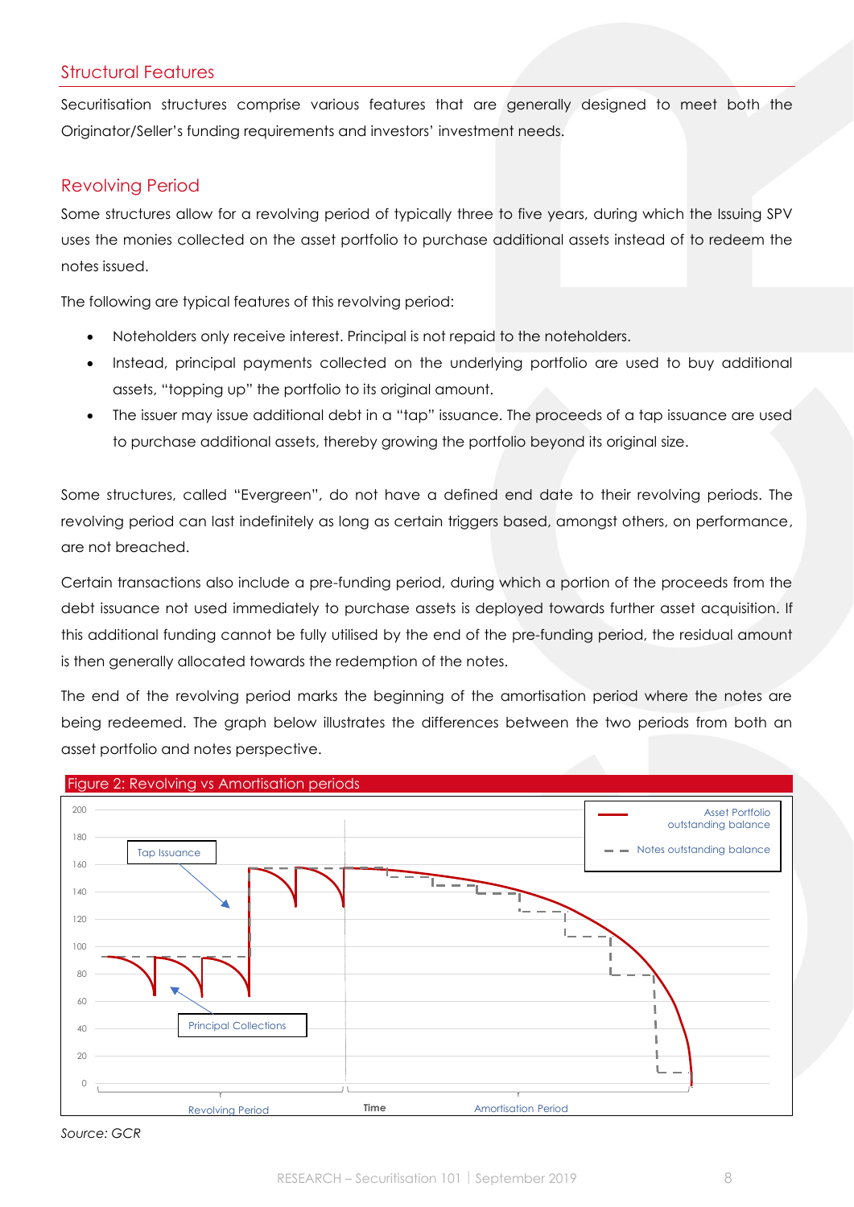## Structural Features

Securitisation structures comprise various features that are generally designed to meet both the Originator/Seller's funding requirements and investors' investment needs.

## Revolving Period

Some structures allow for a revolving period of typically three to five years, during which the Issuing SPV uses the monies collected on the asset portfolio to purchase additional assets instead of to redeem the notes issued.

The following are typical features of this revolving period:

- Noteholders only receive interest. Principal is not repaid to the noteholders.
- Instead, principal payments collected on the underlying portfolio are used to buy additional assets, "topping up" the portfolio to its original amount.
- The issuer may issue additional debt in a "tap" issuance. The proceeds of a tap issuance are used to purchase additional assets, thereby growing the portfolio beyond its original size.

Some structures, called "Evergreen", do not have a defined end date to their revolving periods. The revolving period can last indefinitely as long as certain triggers based, amongst others, on performance, are not breached.

Certain transactions also include a pre-funding period, during which a portion of the proceeds from the debt issuance not used immediately to purchase assets is deployed towards further asset acquisition. If this additional funding cannot be fully utilised by the end of the pre-funding period, the residual amount is then generally allocated towards the redemption of the notes.

The end of the revolving period marks the beginning of the amortisation period where the notes are being redeemed. The graph below illustrates the differences between the two periods from both an asset portfolio and notes perspective.

Figure 2: Revolving vs Amortisation periods

*Source: GCR*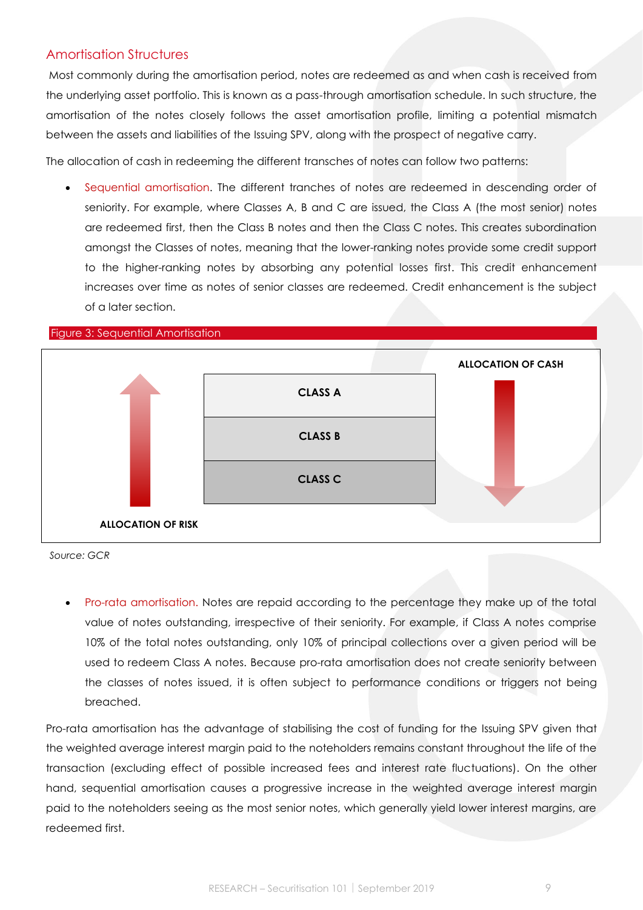## Amortisation Structures

Most commonly during the amortisation period, notes are redeemed as and when cash is received from the underlying asset portfolio. This is known as a pass-through amortisation schedule. In such structure, the amortisation of the notes closely follows the asset amortisation profile, limiting a potential mismatch between the assets and liabilities of the Issuing SPV, along with the prospect of negative carry.

The allocation of cash in redeeming the different tranches of notes can follow two patterns:

- Sequential amortisation. The different tranches of notes are redeemed in descending order of seniority. For example, where Classes A, B and C are issued, the Class A (the most senior) notes are redeemed first, then the Class B notes and then the Class C notes. This creates subordination amongst the Classes of notes, meaning that the lower-ranking notes provide some credit support to the higher-ranking notes by absorbing any potential losses first. This credit enhancement increases over time as notes of senior classes are redeemed. Credit enhancement is the subject of a later section.

Figure 3: Sequential Amortisation

| ALLOCATION OF RISK | | ALLOCATION OF CASH |
|---|---|---|
| ↑ | CLASS A | ↓ |
| | CLASS B | |
| | CLASS C | |

*Source: GCR*

- Pro-rata amortisation. Notes are repaid according to the percentage they make up of the total value of notes outstanding, irrespective of their seniority. For example, if Class A notes comprise 10% of the total notes outstanding, only 10% of principal collections over a given period will be used to redeem Class A notes. Because pro-rata amortisation does not create seniority between the classes of notes issued, it is often subject to performance conditions or triggers not being breached.

Pro-rata amortisation has the advantage of stabilising the cost of funding for the Issuing SPV given that the weighted average interest margin paid to the noteholders remains constant throughout the life of the transaction (excluding effect of possible increased fees and interest rate fluctuations). On the other hand, sequential amortisation causes a progressive increase in the weighted average interest margin paid to the noteholders seeing as the most senior notes, which generally yield lower interest margins, are redeemed first.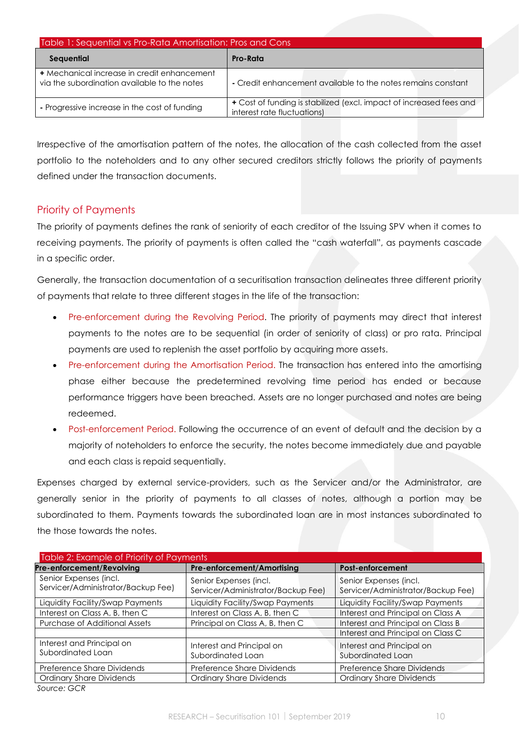Table 1: Sequential vs Pro-Rata Amortisation: Pros and Cons

| Sequential | Pro-Rata |
|---|---|
| + Mechanical increase in credit enhancement via the subordination available to the notes | - Credit enhancement available to the notes remains constant |
| - Progressive increase in the cost of funding | + Cost of funding is stabilized (excl. impact of increased fees and interest rate fluctuations) |

Irrespective of the amortisation pattern of the notes, the allocation of the cash collected from the asset portfolio to the noteholders and to any other secured creditors strictly follows the priority of payments defined under the transaction documents.

## Priority of Payments

The priority of payments defines the rank of seniority of each creditor of the Issuing SPV when it comes to receiving payments. The priority of payments is often called the "cash waterfall", as payments cascade in a specific order.

Generally, the transaction documentation of a securitisation transaction delineates three different priority of payments that relate to three different stages in the life of the transaction:

- Pre-enforcement during the Revolving Period. The priority of payments may direct that interest payments to the notes are to be sequential (in order of seniority of class) or pro rata. Principal payments are used to replenish the asset portfolio by acquiring more assets.
- Pre-enforcement during the Amortisation Period. The transaction has entered into the amortising phase either because the predetermined revolving time period has ended or because performance triggers have been breached. Assets are no longer purchased and notes are being redeemed.
- Post-enforcement Period. Following the occurrence of an event of default and the decision by a majority of noteholders to enforce the security, the notes become immediately due and payable and each class is repaid sequentially.

Expenses charged by external service-providers, such as the Servicer and/or the Administrator, are generally senior in the priority of payments to all classes of notes, although a portion may be subordinated to them. Payments towards the subordinated loan are in most instances subordinated to the those towards the notes.

Table 2: Example of Priority of Payments

| Pre-enforcement/Revolving | Pre-enforcement/Amortising | Post-enforcement |
|---|---|---|
| Senior Expenses (incl. Servicer/Administrator/Backup Fee) | Senior Expenses (incl. Servicer/Administrator/Backup Fee) | Senior Expenses (incl. Servicer/Administrator/Backup Fee) |
| Liquidity Facility/Swap Payments | Liquidity Facility/Swap Payments | Liquidity Facility/Swap Payments |
| Interest on Class A, B, then C | Interest on Class A, B, then C | Interest and Principal on Class A |
| Purchase of Additional Assets | Principal on Class A, B, then C | Interest and Principal on Class B |
| | | Interest and Principal on Class C |
| Interest and Principal on Subordinated Loan | Interest and Principal on Subordinated Loan | Interest and Principal on Subordinated Loan |
| Preference Share Dividends | Preference Share Dividends | Preference Share Dividends |
| Ordinary Share Dividends | Ordinary Share Dividends | Ordinary Share Dividends |

*Source: GCR*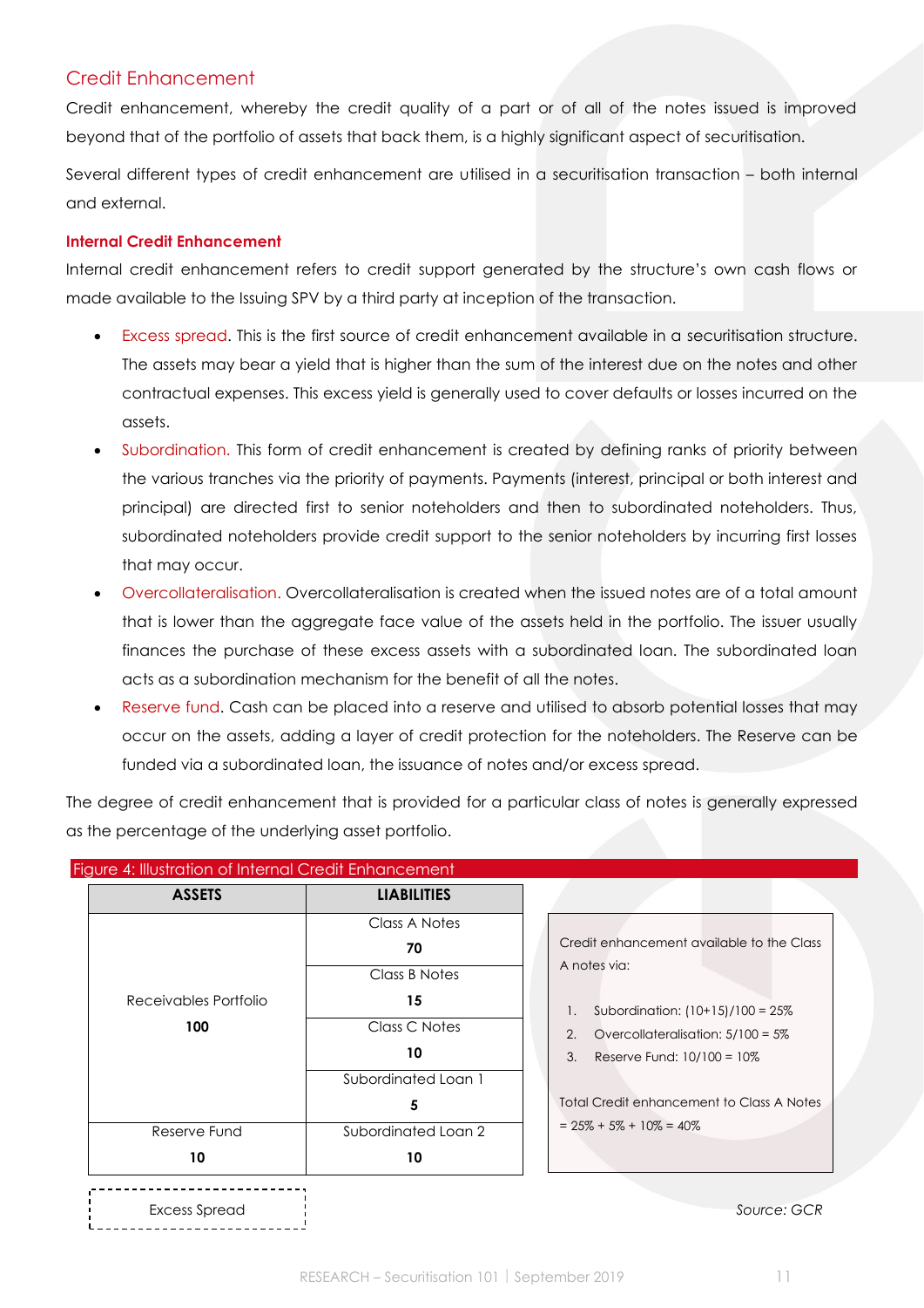## Credit Enhancement

Credit enhancement, whereby the credit quality of a part or of all of the notes issued is improved beyond that of the portfolio of assets that back them, is a highly significant aspect of securitisation.

Several different types of credit enhancement are utilised in a securitisation transaction – both internal and external.

### Internal Credit Enhancement

Internal credit enhancement refers to credit support generated by the structure's own cash flows or made available to the Issuing SPV by a third party at inception of the transaction.

- Excess spread. This is the first source of credit enhancement available in a securitisation structure. The assets may bear a yield that is higher than the sum of the interest due on the notes and other contractual expenses. This excess yield is generally used to cover defaults or losses incurred on the assets.
- Subordination. This form of credit enhancement is created by defining ranks of priority between the various tranches via the priority of payments. Payments (interest, principal or both interest and principal) are directed first to senior noteholders and then to subordinated noteholders. Thus, subordinated noteholders provide credit support to the senior noteholders by incurring first losses that may occur.
- Overcollateralisation. Overcollateralisation is created when the issued notes are of a total amount that is lower than the aggregate face value of the assets held in the portfolio. The issuer usually finances the purchase of these excess assets with a subordinated loan. The subordinated loan acts as a subordination mechanism for the benefit of all the notes.
- Reserve fund. Cash can be placed into a reserve and utilised to absorb potential losses that may occur on the assets, adding a layer of credit protection for the noteholders. The Reserve can be funded via a subordinated loan, the issuance of notes and/or excess spread.

The degree of credit enhancement that is provided for a particular class of notes is generally expressed as the percentage of the underlying asset portfolio.

Figure 4: Illustration of Internal Credit Enhancement

| ASSETS | LIABILITIES |
|---|---|
| Receivables Portfolio **100** | Class A Notes **70** |
| | Class B Notes **15** |
| | Class C Notes **10** |
| | Subordinated Loan 1 **5** |
| Reserve Fund **10** | Subordinated Loan 2 **10** |
| Excess Spread | |

Credit enhancement available to the Class A notes via:

1. Subordination: (10+15)/100 = 25%
2. Overcollateralisation: 5/100 = 5%
3. Reserve Fund: 10/100 = 10%

Total Credit enhancement to Class A Notes = 25% + 5% + 10% = 40%

*Source: GCR*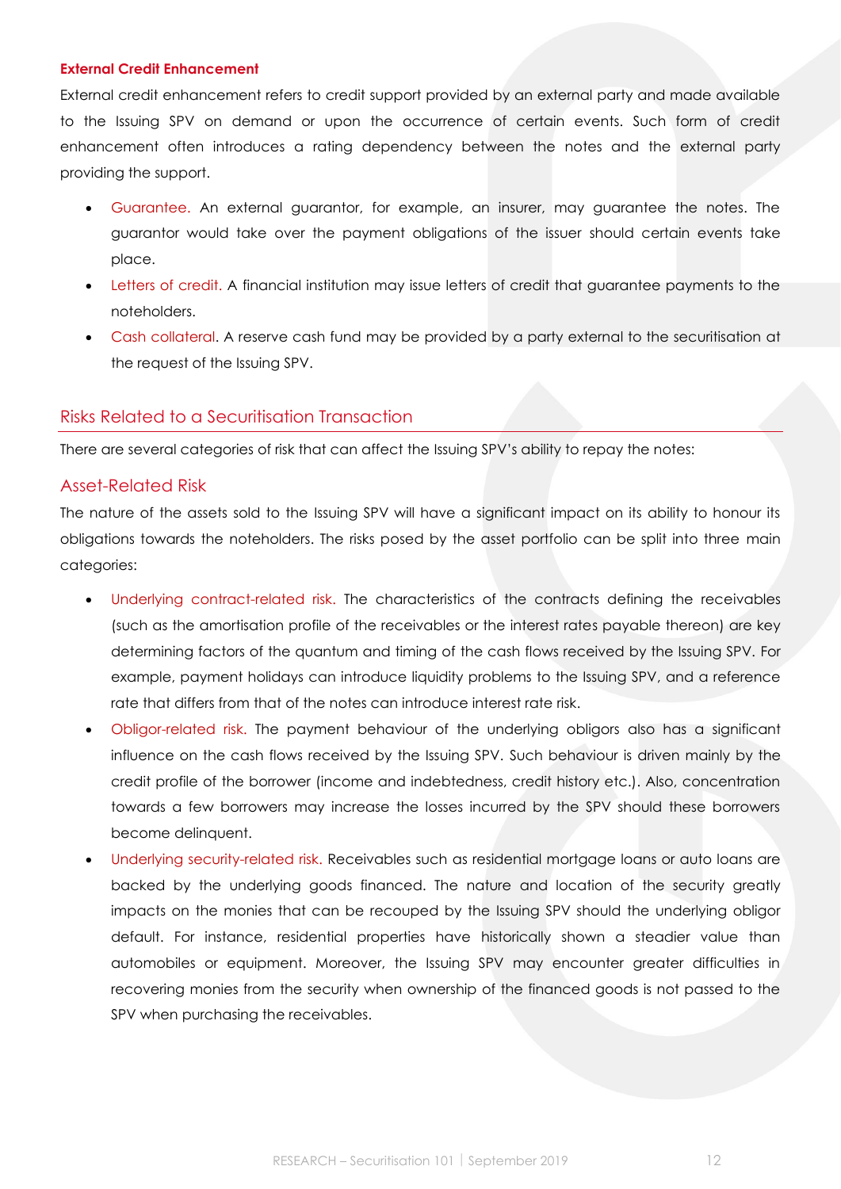#### External Credit Enhancement

External credit enhancement refers to credit support provided by an external party and made available to the Issuing SPV on demand or upon the occurrence of certain events. Such form of credit enhancement often introduces a rating dependency between the notes and the external party providing the support.

- Guarantee. An external guarantor, for example, an insurer, may guarantee the notes. The guarantor would take over the payment obligations of the issuer should certain events take place.
- Letters of credit. A financial institution may issue letters of credit that guarantee payments to the noteholders.
- Cash collateral. A reserve cash fund may be provided by a party external to the securitisation at the request of the Issuing SPV.

## Risks Related to a Securitisation Transaction

There are several categories of risk that can affect the Issuing SPV's ability to repay the notes:

### Asset-Related Risk

The nature of the assets sold to the Issuing SPV will have a significant impact on its ability to honour its obligations towards the noteholders. The risks posed by the asset portfolio can be split into three main categories:

- Underlying contract-related risk. The characteristics of the contracts defining the receivables (such as the amortisation profile of the receivables or the interest rates payable thereon) are key determining factors of the quantum and timing of the cash flows received by the Issuing SPV. For example, payment holidays can introduce liquidity problems to the Issuing SPV, and a reference rate that differs from that of the notes can introduce interest rate risk.
- Obligor-related risk. The payment behaviour of the underlying obligors also has a significant influence on the cash flows received by the Issuing SPV. Such behaviour is driven mainly by the credit profile of the borrower (income and indebtedness, credit history etc.). Also, concentration towards a few borrowers may increase the losses incurred by the SPV should these borrowers become delinquent.
- Underlying security-related risk. Receivables such as residential mortgage loans or auto loans are backed by the underlying goods financed. The nature and location of the security greatly impacts on the monies that can be recouped by the Issuing SPV should the underlying obligor default. For instance, residential properties have historically shown a steadier value than automobiles or equipment. Moreover, the Issuing SPV may encounter greater difficulties in recovering monies from the security when ownership of the financed goods is not passed to the SPV when purchasing the receivables.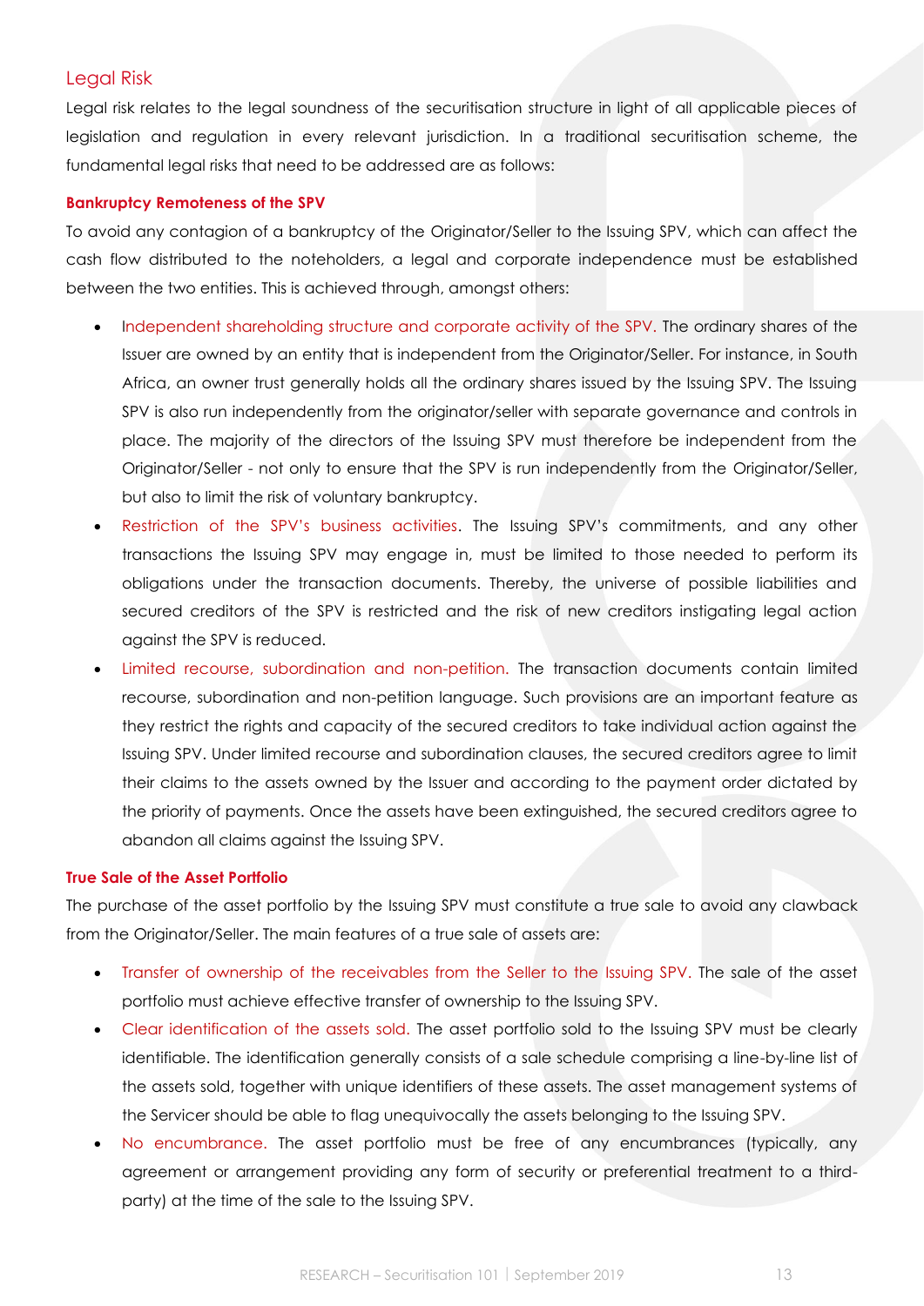## Legal Risk

Legal risk relates to the legal soundness of the securitisation structure in light of all applicable pieces of legislation and regulation in every relevant jurisdiction. In a traditional securitisation scheme, the fundamental legal risks that need to be addressed are as follows:

### Bankruptcy Remoteness of the SPV

To avoid any contagion of a bankruptcy of the Originator/Seller to the Issuing SPV, which can affect the cash flow distributed to the noteholders, a legal and corporate independence must be established between the two entities. This is achieved through, amongst others:

- Independent shareholding structure and corporate activity of the SPV. The ordinary shares of the Issuer are owned by an entity that is independent from the Originator/Seller. For instance, in South Africa, an owner trust generally holds all the ordinary shares issued by the Issuing SPV. The Issuing SPV is also run independently from the originator/seller with separate governance and controls in place. The majority of the directors of the Issuing SPV must therefore be independent from the Originator/Seller - not only to ensure that the SPV is run independently from the Originator/Seller, but also to limit the risk of voluntary bankruptcy.
- Restriction of the SPV's business activities. The Issuing SPV's commitments, and any other transactions the Issuing SPV may engage in, must be limited to those needed to perform its obligations under the transaction documents. Thereby, the universe of possible liabilities and secured creditors of the SPV is restricted and the risk of new creditors instigating legal action against the SPV is reduced.
- Limited recourse, subordination and non-petition. The transaction documents contain limited recourse, subordination and non-petition language. Such provisions are an important feature as they restrict the rights and capacity of the secured creditors to take individual action against the Issuing SPV. Under limited recourse and subordination clauses, the secured creditors agree to limit their claims to the assets owned by the Issuer and according to the payment order dictated by the priority of payments. Once the assets have been extinguished, the secured creditors agree to abandon all claims against the Issuing SPV.

### True Sale of the Asset Portfolio

The purchase of the asset portfolio by the Issuing SPV must constitute a true sale to avoid any clawback from the Originator/Seller. The main features of a true sale of assets are:

- Transfer of ownership of the receivables from the Seller to the Issuing SPV. The sale of the asset portfolio must achieve effective transfer of ownership to the Issuing SPV.
- Clear identification of the assets sold. The asset portfolio sold to the Issuing SPV must be clearly identifiable. The identification generally consists of a sale schedule comprising a line-by-line list of the assets sold, together with unique identifiers of these assets. The asset management systems of the Servicer should be able to flag unequivocally the assets belonging to the Issuing SPV.
- No encumbrance. The asset portfolio must be free of any encumbrances (typically, any agreement or arrangement providing any form of security or preferential treatment to a third-party) at the time of the sale to the Issuing SPV.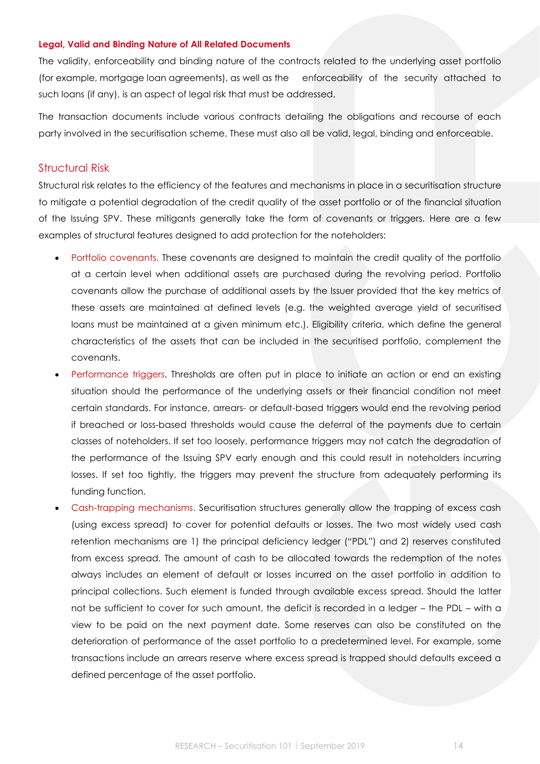#### Legal, Valid and Binding Nature of All Related Documents

The validity, enforceability and binding nature of the contracts related to the underlying asset portfolio (for example, mortgage loan agreements), as well as the enforceability of the security attached to such loans (if any), is an aspect of legal risk that must be addressed.

The transaction documents include various contracts detailing the obligations and recourse of each party involved in the securitisation scheme. These must also all be valid, legal, binding and enforceable.

### Structural Risk

Structural risk relates to the efficiency of the features and mechanisms in place in a securitisation structure to mitigate a potential degradation of the credit quality of the asset portfolio or of the financial situation of the Issuing SPV. These mitigants generally take the form of covenants or triggers. Here are a few examples of structural features designed to add protection for the noteholders:

- Portfolio covenants. These covenants are designed to maintain the credit quality of the portfolio at a certain level when additional assets are purchased during the revolving period. Portfolio covenants allow the purchase of additional assets by the Issuer provided that the key metrics of these assets are maintained at defined levels (e.g. the weighted average yield of securitised loans must be maintained at a given minimum etc.). Eligibility criteria, which define the general characteristics of the assets that can be included in the securitised portfolio, complement the covenants.
- Performance triggers. Thresholds are often put in place to initiate an action or end an existing situation should the performance of the underlying assets or their financial condition not meet certain standards. For instance, arrears- or default-based triggers would end the revolving period if breached or loss-based thresholds would cause the deferral of the payments due to certain classes of noteholders. If set too loosely, performance triggers may not catch the degradation of the performance of the Issuing SPV early enough and this could result in noteholders incurring losses. If set too tightly, the triggers may prevent the structure from adequately performing its funding function.
- Cash-trapping mechanisms. Securitisation structures generally allow the trapping of excess cash (using excess spread) to cover for potential defaults or losses. The two most widely used cash retention mechanisms are 1) the principal deficiency ledger ("PDL") and 2) reserves constituted from excess spread. The amount of cash to be allocated towards the redemption of the notes always includes an element of default or losses incurred on the asset portfolio in addition to principal collections. Such element is funded through available excess spread. Should the latter not be sufficient to cover for such amount, the deficit is recorded in a ledger – the PDL – with a view to be paid on the next payment date. Some reserves can also be constituted on the deterioration of performance of the asset portfolio to a predetermined level. For example, some transactions include an arrears reserve where excess spread is trapped should defaults exceed a defined percentage of the asset portfolio.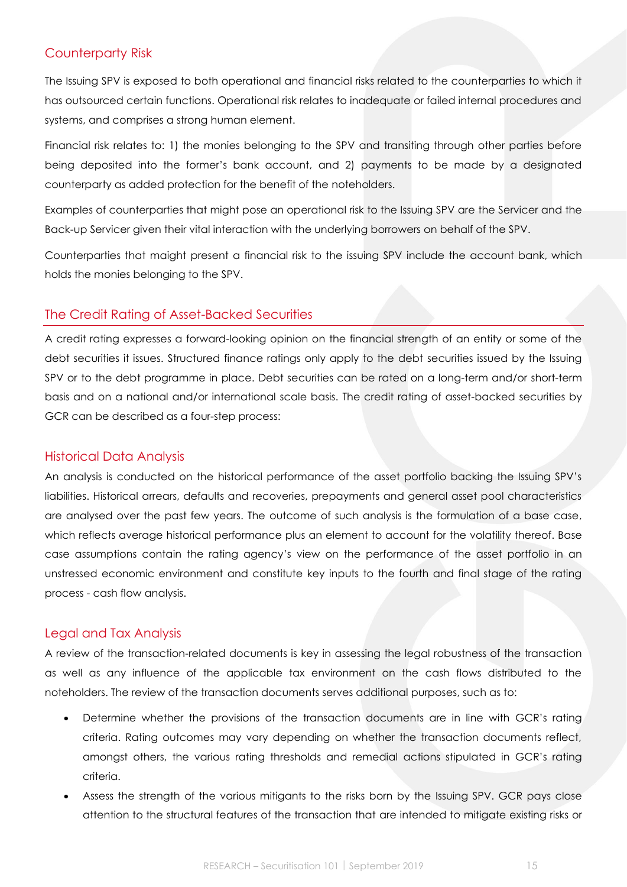## Counterparty Risk

The Issuing SPV is exposed to both operational and financial risks related to the counterparties to which it has outsourced certain functions. Operational risk relates to inadequate or failed internal procedures and systems, and comprises a strong human element.

Financial risk relates to: 1) the monies belonging to the SPV and transiting through other parties before being deposited into the former's bank account, and 2) payments to be made by a designated counterparty as added protection for the benefit of the noteholders.

Examples of counterparties that might pose an operational risk to the Issuing SPV are the Servicer and the Back-up Servicer given their vital interaction with the underlying borrowers on behalf of the SPV.

Counterparties that maight present a financial risk to the issuing SPV include the account bank, which holds the monies belonging to the SPV.

## The Credit Rating of Asset-Backed Securities

A credit rating expresses a forward-looking opinion on the financial strength of an entity or some of the debt securities it issues. Structured finance ratings only apply to the debt securities issued by the Issuing SPV or to the debt programme in place. Debt securities can be rated on a long-term and/or short-term basis and on a national and/or international scale basis. The credit rating of asset-backed securities by GCR can be described as a four-step process:

### Historical Data Analysis

An analysis is conducted on the historical performance of the asset portfolio backing the Issuing SPV's liabilities. Historical arrears, defaults and recoveries, prepayments and general asset pool characteristics are analysed over the past few years. The outcome of such analysis is the formulation of a base case, which reflects average historical performance plus an element to account for the volatility thereof. Base case assumptions contain the rating agency's view on the performance of the asset portfolio in an unstressed economic environment and constitute key inputs to the fourth and final stage of the rating process - cash flow analysis.

### Legal and Tax Analysis

A review of the transaction-related documents is key in assessing the legal robustness of the transaction as well as any influence of the applicable tax environment on the cash flows distributed to the noteholders. The review of the transaction documents serves additional purposes, such as to:

- Determine whether the provisions of the transaction documents are in line with GCR's rating criteria. Rating outcomes may vary depending on whether the transaction documents reflect, amongst others, the various rating thresholds and remedial actions stipulated in GCR's rating criteria.
- Assess the strength of the various mitigants to the risks born by the Issuing SPV. GCR pays close attention to the structural features of the transaction that are intended to mitigate existing risks or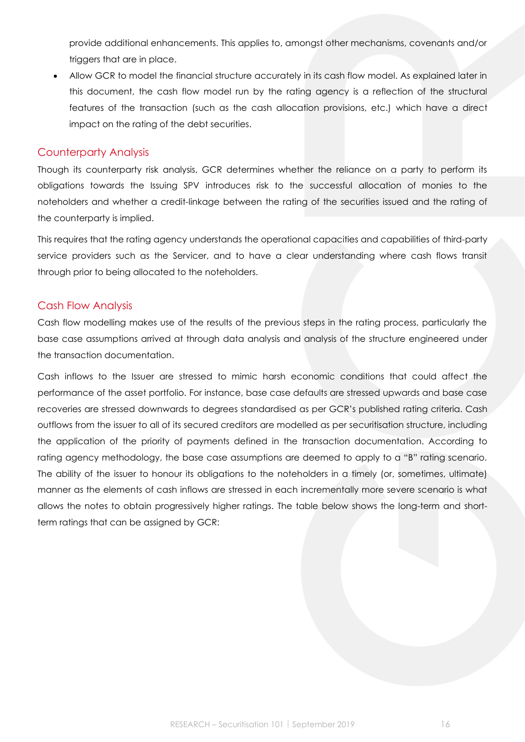provide additional enhancements. This applies to, amongst other mechanisms, covenants and/or triggers that are in place.

- Allow GCR to model the financial structure accurately in its cash flow model. As explained later in this document, the cash flow model run by the rating agency is a reflection of the structural features of the transaction (such as the cash allocation provisions, etc.) which have a direct impact on the rating of the debt securities.

## Counterparty Analysis

Though its counterparty risk analysis, GCR determines whether the reliance on a party to perform its obligations towards the Issuing SPV introduces risk to the successful allocation of monies to the noteholders and whether a credit-linkage between the rating of the securities issued and the rating of the counterparty is implied.

This requires that the rating agency understands the operational capacities and capabilities of third-party service providers such as the Servicer, and to have a clear understanding where cash flows transit through prior to being allocated to the noteholders.

## Cash Flow Analysis

Cash flow modelling makes use of the results of the previous steps in the rating process, particularly the base case assumptions arrived at through data analysis and analysis of the structure engineered under the transaction documentation.

Cash inflows to the Issuer are stressed to mimic harsh economic conditions that could affect the performance of the asset portfolio. For instance, base case defaults are stressed upwards and base case recoveries are stressed downwards to degrees standardised as per GCR's published rating criteria. Cash outflows from the issuer to all of its secured creditors are modelled as per securitisation structure, including the application of the priority of payments defined in the transaction documentation. According to rating agency methodology, the base case assumptions are deemed to apply to a "B" rating scenario. The ability of the issuer to honour its obligations to the noteholders in a timely (or, sometimes, ultimate) manner as the elements of cash inflows are stressed in each incrementally more severe scenario is what allows the notes to obtain progressively higher ratings. The table below shows the long-term and short-term ratings that can be assigned by GCR: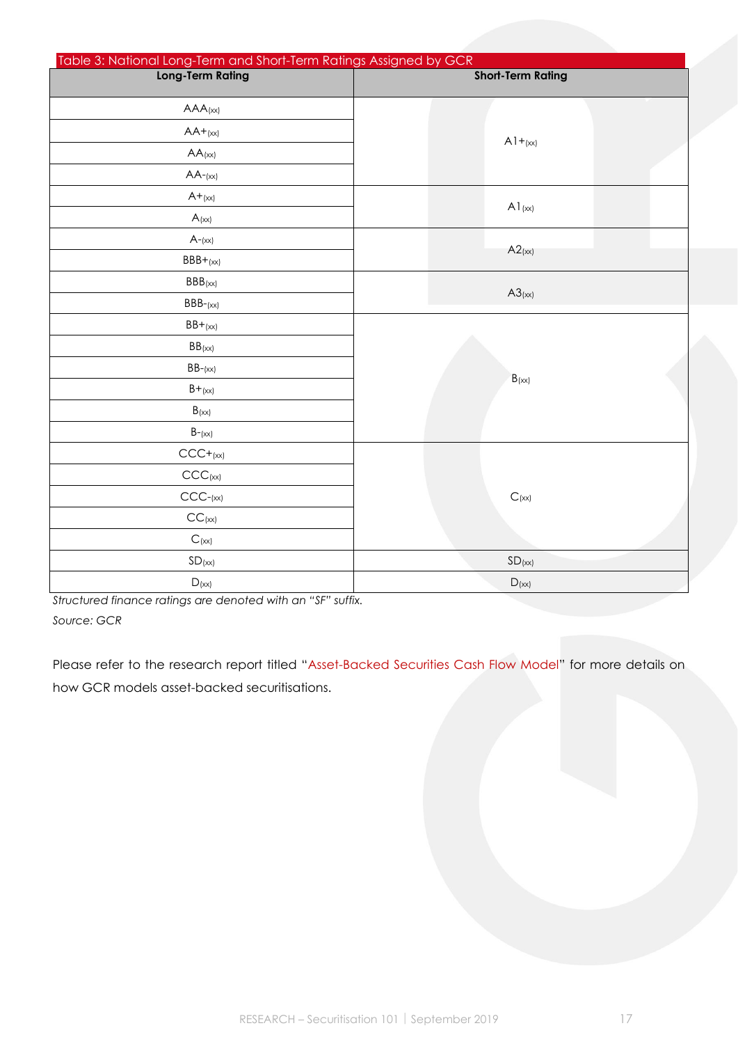Table 3: National Long-Term and Short-Term Ratings Assigned by GCR

| Long-Term Rating | Short-Term Rating |
|---|---|
| $AAA_{(xx)}$ | $A1+_{(xx)}$ |
| $AA+_{(xx)}$ | |
| $AA_{(xx)}$ | |
| $AA-_{(xx)}$ | |
| $A+_{(xx)}$ | $A1_{(xx)}$ |
| $A_{(xx)}$ | |
| $A-_{(xx)}$ | $A2_{(xx)}$ |
| $BBB+_{(xx)}$ | |
| $BBB_{(xx)}$ | $A3_{(xx)}$ |
| $BBB-_{(xx)}$ | |
| $BB+_{(xx)}$ | $B_{(xx)}$ |
| $BB_{(xx)}$ | |
| $BB-_{(xx)}$ | |
| $B+_{(xx)}$ | |
| $B_{(xx)}$ | |
| $B-_{(xx)}$ | |
| $CCC+_{(xx)}$ | $C_{(xx)}$ |
| $CCC_{(xx)}$ | |
| $CCC-_{(xx)}$ | |
| $CC_{(xx)}$ | |
| $C_{(xx)}$ | |
| $SD_{(xx)}$ | $SD_{(xx)}$ |
| $D_{(xx)}$ | $D_{(xx)}$ |

*Structured finance ratings are denoted with an "SF" suffix.*

*Source: GCR*

Please refer to the research report titled "Asset-Backed Securities Cash Flow Model" for more details on how GCR models asset-backed securitisations.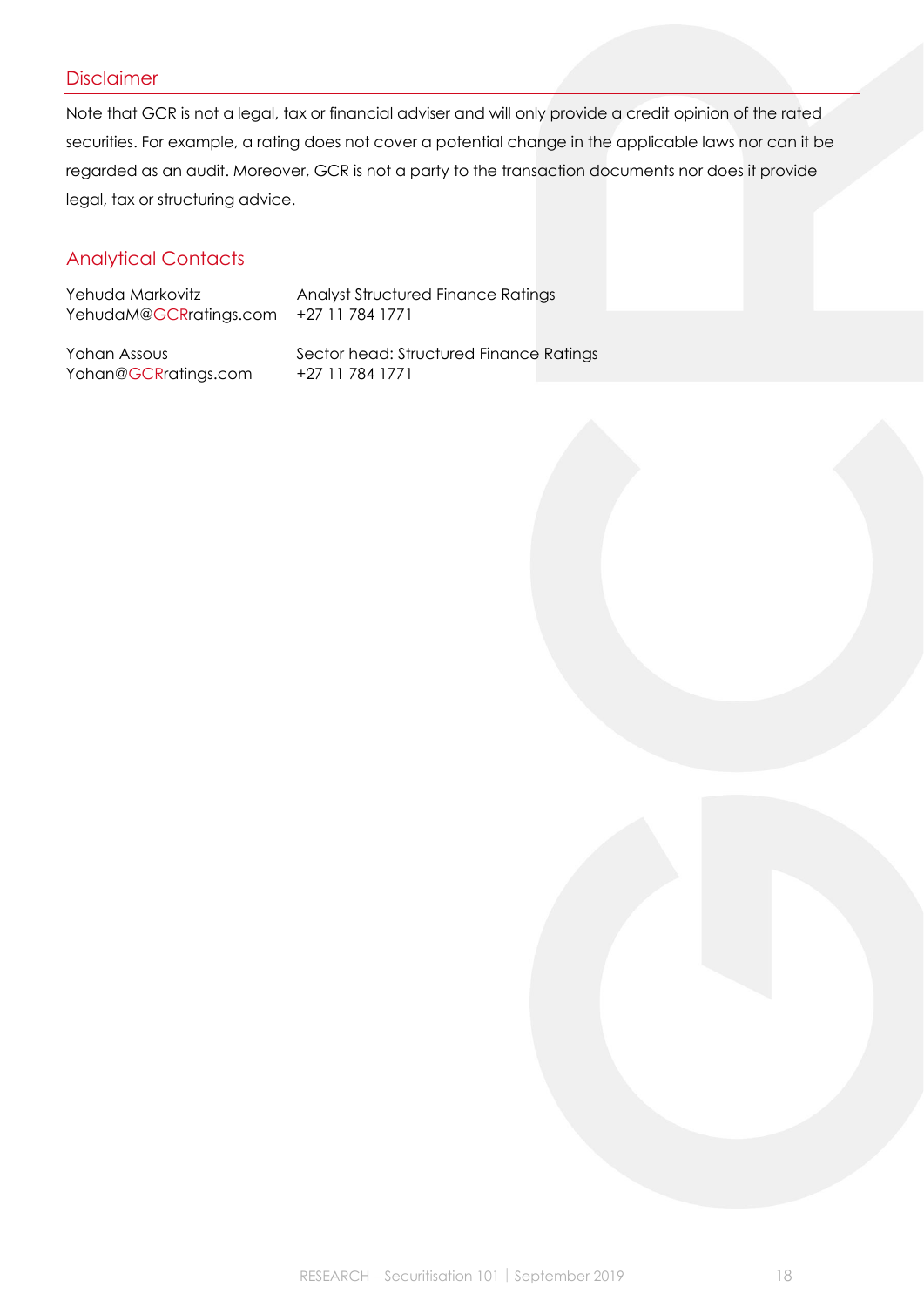## Disclaimer

Note that GCR is not a legal, tax or financial adviser and will only provide a credit opinion of the rated securities. For example, a rating does not cover a potential change in the applicable laws nor can it be regarded as an audit. Moreover, GCR is not a party to the transaction documents nor does it provide legal, tax or structuring advice.

## Analytical Contacts

| | |
|---|---|
| Yehuda Markovitz<br>YehudaM@GCRratings.com | Analyst Structured Finance Ratings<br>+27 11 784 1771 |
| Yohan Assous<br>Yohan@GCRratings.com | Sector head: Structured Finance Ratings<br>+27 11 784 1771 |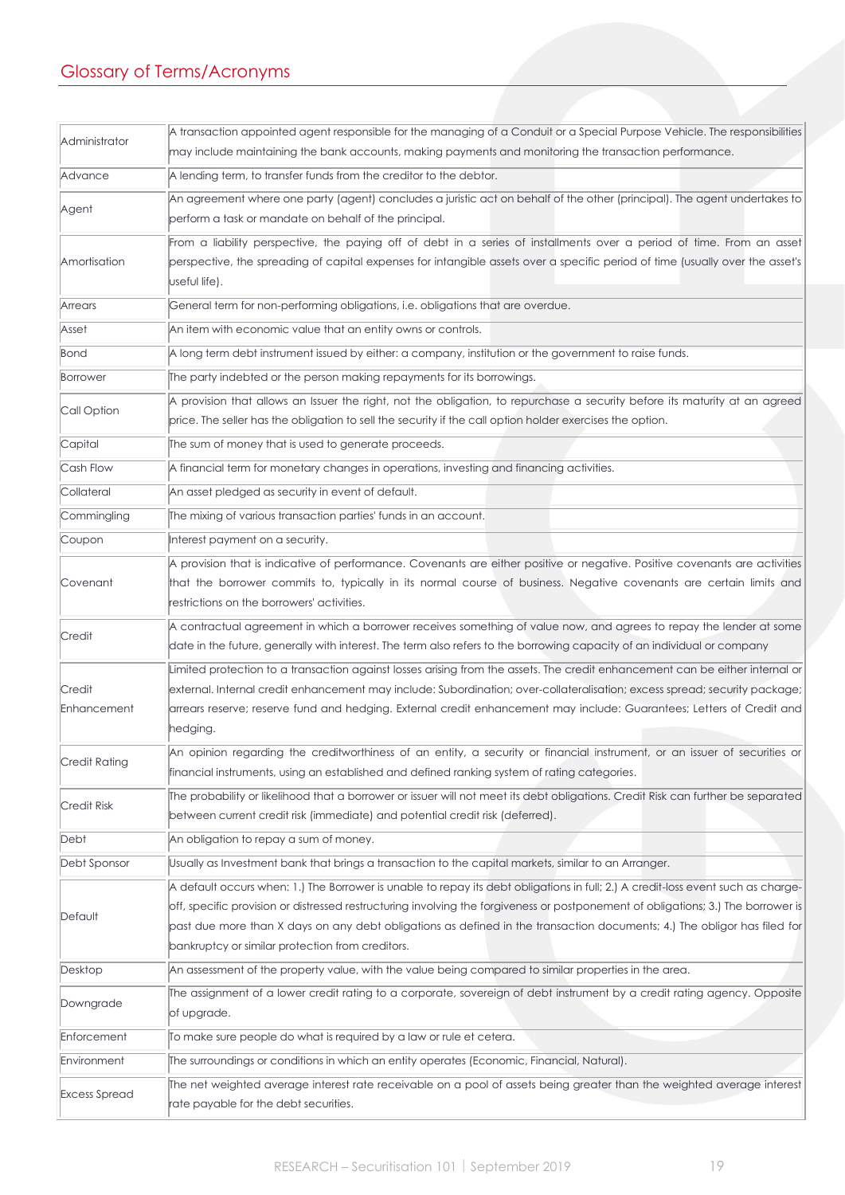## Glossary of Terms/Acronyms

| | |
|---|---|
| Administrator | A transaction appointed agent responsible for the managing of a Conduit or a Special Purpose Vehicle. The responsibilities may include maintaining the bank accounts, making payments and monitoring the transaction performance. |
| Advance | A lending term, to transfer funds from the creditor to the debtor. |
| Agent | An agreement where one party (agent) concludes a juristic act on behalf of the other (principal). The agent undertakes to perform a task or mandate on behalf of the principal. |
| Amortisation | From a liability perspective, the paying off of debt in a series of installments over a period of time. From an asset perspective, the spreading of capital expenses for intangible assets over a specific period of time (usually over the asset's useful life). |
| Arrears | General term for non-performing obligations, i.e. obligations that are overdue. |
| Asset | An item with economic value that an entity owns or controls. |
| Bond | A long term debt instrument issued by either: a company, institution or the government to raise funds. |
| Borrower | The party indebted or the person making repayments for its borrowings. |
| Call Option | A provision that allows an Issuer the right, not the obligation, to repurchase a security before its maturity at an agreed price. The seller has the obligation to sell the security if the call option holder exercises the option. |
| Capital | The sum of money that is used to generate proceeds. |
| Cash Flow | A financial term for monetary changes in operations, investing and financing activities. |
| Collateral | An asset pledged as security in event of default. |
| Commingling | The mixing of various transaction parties' funds in an account. |
| Coupon | Interest payment on a security. |
| Covenant | A provision that is indicative of performance. Covenants are either positive or negative. Positive covenants are activities that the borrower commits to, typically in its normal course of business. Negative covenants are certain limits and restrictions on the borrowers' activities. |
| Credit | A contractual agreement in which a borrower receives something of value now, and agrees to repay the lender at some date in the future, generally with interest. The term also refers to the borrowing capacity of an individual or company |
| Credit Enhancement | Limited protection to a transaction against losses arising from the assets. The credit enhancement can be either internal or external. Internal credit enhancement may include: Subordination; over-collateralisation; excess spread; security package; arrears reserve; reserve fund and hedging. External credit enhancement may include: Guarantees; Letters of Credit and hedging. |
| Credit Rating | An opinion regarding the creditworthiness of an entity, a security or financial instrument, or an issuer of securities or financial instruments, using an established and defined ranking system of rating categories. |
| Credit Risk | The probability or likelihood that a borrower or issuer will not meet its debt obligations. Credit Risk can further be separated between current credit risk (immediate) and potential credit risk (deferred). |
| Debt | An obligation to repay a sum of money. |
| Debt Sponsor | Usually as Investment bank that brings a transaction to the capital markets, similar to an Arranger. |
| Default | A default occurs when: 1.) The Borrower is unable to repay its debt obligations in full; 2.) A credit-loss event such as charge-off, specific provision or distressed restructuring involving the forgiveness or postponement of obligations; 3.) The borrower is past due more than X days on any debt obligations as defined in the transaction documents; 4.) The obligor has filed for bankruptcy or similar protection from creditors. |
| Desktop | An assessment of the property value, with the value being compared to similar properties in the area. |
| Downgrade | The assignment of a lower credit rating to a corporate, sovereign of debt instrument by a credit rating agency. Opposite of upgrade. |
| Enforcement | To make sure people do what is required by a law or rule et cetera. |
| Environment | The surroundings or conditions in which an entity operates (Economic, Financial, Natural). |
| Excess Spread | The net weighted average interest rate receivable on a pool of assets being greater than the weighted average interest rate payable for the debt securities. |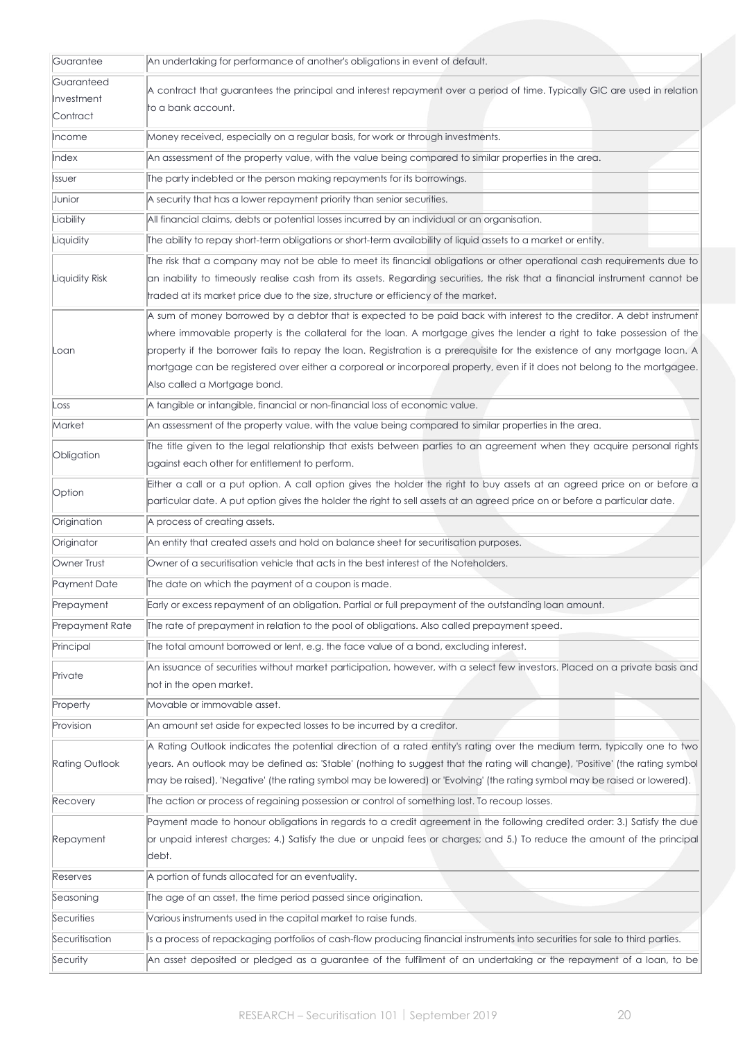| | |
|---|---|
| Guarantee | An undertaking for performance of another's obligations in event of default. |
| Guaranteed Investment Contract | A contract that guarantees the principal and interest repayment over a period of time. Typically GIC are used in relation to a bank account. |
| Income | Money received, especially on a regular basis, for work or through investments. |
| Index | An assessment of the property value, with the value being compared to similar properties in the area. |
| Issuer | The party indebted or the person making repayments for its borrowings. |
| Junior | A security that has a lower repayment priority than senior securities. |
| Liability | All financial claims, debts or potential losses incurred by an individual or an organisation. |
| Liquidity | The ability to repay short-term obligations or short-term availability of liquid assets to a market or entity. |
| Liquidity Risk | The risk that a company may not be able to meet its financial obligations or other operational cash requirements due to an inability to timeously realise cash from its assets. Regarding securities, the risk that a financial instrument cannot be traded at its market price due to the size, structure or efficiency of the market. |
| Loan | A sum of money borrowed by a debtor that is expected to be paid back with interest to the creditor. A debt instrument where immovable property is the collateral for the loan. A mortgage gives the lender a right to take possession of the property if the borrower fails to repay the loan. Registration is a prerequisite for the existence of any mortgage loan. A mortgage can be registered over either a corporeal or incorporeal property, even if it does not belong to the mortgagee. Also called a Mortgage bond. |
| Loss | A tangible or intangible, financial or non-financial loss of economic value. |
| Market | An assessment of the property value, with the value being compared to similar properties in the area. |
| Obligation | The title given to the legal relationship that exists between parties to an agreement when they acquire personal rights against each other for entitlement to perform. |
| Option | Either a call or a put option. A call option gives the holder the right to buy assets at an agreed price on or before a particular date. A put option gives the holder the right to sell assets at an agreed price on or before a particular date. |
| Origination | A process of creating assets. |
| Originator | An entity that created assets and hold on balance sheet for securitisation purposes. |
| Owner Trust | Owner of a securitisation vehicle that acts in the best interest of the Noteholders. |
| Payment Date | The date on which the payment of a coupon is made. |
| Prepayment | Early or excess repayment of an obligation. Partial or full prepayment of the outstanding loan amount. |
| Prepayment Rate | The rate of prepayment in relation to the pool of obligations. Also called prepayment speed. |
| Principal | The total amount borrowed or lent, e.g. the face value of a bond, excluding interest. |
| Private | An issuance of securities without market participation, however, with a select few investors. Placed on a private basis and not in the open market. |
| Property | Movable or immovable asset. |
| Provision | An amount set aside for expected losses to be incurred by a creditor. |
| Rating Outlook | A Rating Outlook indicates the potential direction of a rated entity's rating over the medium term, typically one to two years. An outlook may be defined as: 'Stable' (nothing to suggest that the rating will change), 'Positive' (the rating symbol may be raised), 'Negative' (the rating symbol may be lowered) or 'Evolving' (the rating symbol may be raised or lowered). |
| Recovery | The action or process of regaining possession or control of something lost. To recoup losses. |
| Repayment | Payment made to honour obligations in regards to a credit agreement in the following credited order: 3.) Satisfy the due or unpaid interest charges; 4.) Satisfy the due or unpaid fees or charges; and 5.) To reduce the amount of the principal debt. |
| Reserves | A portion of funds allocated for an eventuality. |
| Seasoning | The age of an asset, the time period passed since origination. |
| Securities | Various instruments used in the capital market to raise funds. |
| Securitisation | Is a process of repackaging portfolios of cash-flow producing financial instruments into securities for sale to third parties. |
| Security | An asset deposited or pledged as a guarantee of the fulfilment of an undertaking or the repayment of a loan, to be |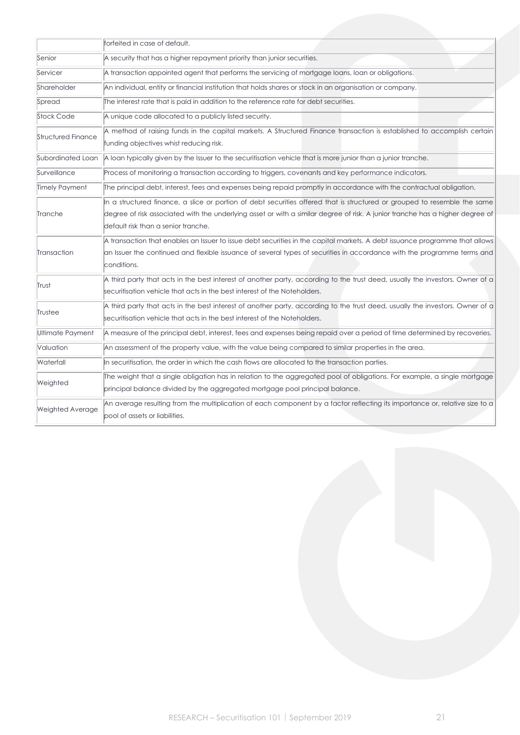| | |
|---|---|
| | forfeited in case of default. |
| Senior | A security that has a higher repayment priority than junior securities. |
| Servicer | A transaction appointed agent that performs the servicing of mortgage loans, loan or obligations. |
| Shareholder | An individual, entity or financial institution that holds shares or stock in an organisation or company. |
| Spread | The interest rate that is paid in addition to the reference rate for debt securities. |
| Stock Code | A unique code allocated to a publicly listed security. |
| Structured Finance | A method of raising funds in the capital markets. A Structured Finance transaction is established to accomplish certain funding objectives whist reducing risk. |
| Subordinated Loan | A loan typically given by the Issuer to the securitisation vehicle that is more junior than a junior tranche. |
| Surveillance | Process of monitoring a transaction according to triggers, covenants and key performance indicators. |
| Timely Payment | The principal debt, interest, fees and expenses being repaid promptly in accordance with the contractual obligation. |
| Tranche | In a structured finance, a slice or portion of debt securities offered that is structured or grouped to resemble the same degree of risk associated with the underlying asset or with a similar degree of risk. A junior tranche has a higher degree of default risk than a senior tranche. |
| Transaction | A transaction that enables an Issuer to issue debt securities in the capital markets. A debt issuance programme that allows an Issuer the continued and flexible issuance of several types of securities in accordance with the programme terms and conditions. |
| Trust | A third party that acts in the best interest of another party, according to the trust deed, usually the investors. Owner of a securitisation vehicle that acts in the best interest of the Noteholders. |
| Trustee | A third party that acts in the best interest of another party, according to the trust deed, usually the investors. Owner of a securitisation vehicle that acts in the best interest of the Noteholders. |
| Ultimate Payment | A measure of the principal debt, interest, fees and expenses being repaid over a period of time determined by recoveries. |
| Valuation | An assessment of the property value, with the value being compared to similar properties in the area. |
| Waterfall | In securitisation, the order in which the cash flows are allocated to the transaction parties. |
| Weighted | The weight that a single obligation has in relation to the aggregated pool of obligations. For example, a single mortgage principal balance divided by the aggregated mortgage pool principal balance. |
| Weighted Average | An average resulting from the multiplication of each component by a factor reflecting its importance or, relative size to a pool of assets or liabilities. |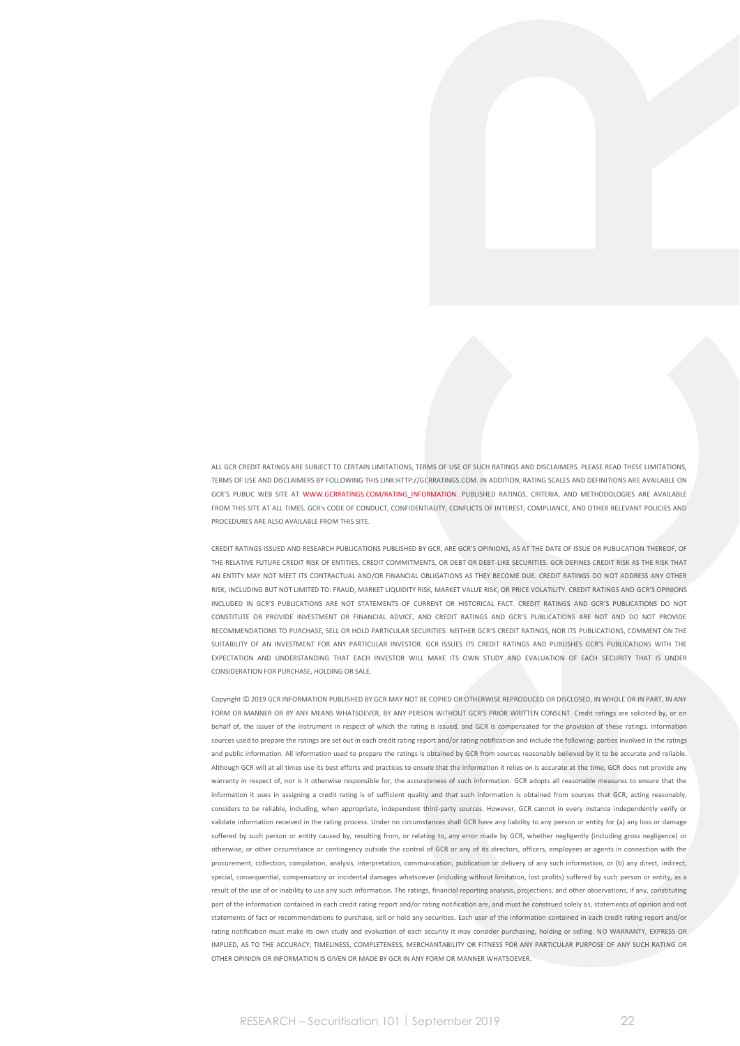ALL GCR CREDIT RATINGS ARE SUBJECT TO CERTAIN LIMITATIONS, TERMS OF USE OF SUCH RATINGS AND DISCLAIMERS. PLEASE READ THESE LIMITATIONS, TERMS OF USE AND DISCLAIMERS BY FOLLOWING THIS LINK:HTTP://GCRRATINGS.COM. IN ADDITION, RATING SCALES AND DEFINITIONS ARE AVAILABLE ON GCR'S PUBLIC WEB SITE AT WWW.GCRRATINGS.COM/RATING_INFORMATION. PUBLISHED RATINGS, CRITERIA, AND METHODOLOGIES ARE AVAILABLE FROM THIS SITE AT ALL TIMES. GCR's CODE OF CONDUCT, CONFIDENTIALITY, CONFLICTS OF INTEREST, COMPLIANCE, AND OTHER RELEVANT POLICIES AND PROCEDURES ARE ALSO AVAILABLE FROM THIS SITE.

CREDIT RATINGS ISSUED AND RESEARCH PUBLICATIONS PUBLISHED BY GCR, ARE GCR'S OPINIONS, AS AT THE DATE OF ISSUE OR PUBLICATION THEREOF, OF THE RELATIVE FUTURE CREDIT RISK OF ENTITIES, CREDIT COMMITMENTS, OR DEBT OR DEBT-LIKE SECURITIES. GCR DEFINES CREDIT RISK AS THE RISK THAT AN ENTITY MAY NOT MEET ITS CONTRACTUAL AND/OR FINANCIAL OBLIGATIONS AS THEY BECOME DUE. CREDIT RATINGS DO NOT ADDRESS ANY OTHER RISK, INCLUDING BUT NOT LIMITED TO: FRAUD, MARKET LIQUIDITY RISK, MARKET VALUE RISK, OR PRICE VOLATILITY. CREDIT RATINGS AND GCR'S OPINIONS INCLUDED IN GCR'S PUBLICATIONS ARE NOT STATEMENTS OF CURRENT OR HISTORICAL FACT. CREDIT RATINGS AND GCR'S PUBLICATIONS DO NOT CONSTITUTE OR PROVIDE INVESTMENT OR FINANCIAL ADVICE, AND CREDIT RATINGS AND GCR'S PUBLICATIONS ARE NOT AND DO NOT PROVIDE RECOMMENDATIONS TO PURCHASE, SELL OR HOLD PARTICULAR SECURITIES. NEITHER GCR'S CREDIT RATINGS, NOR ITS PUBLICATIONS, COMMENT ON THE SUITABILITY OF AN INVESTMENT FOR ANY PARTICULAR INVESTOR. GCR ISSUES ITS CREDIT RATINGS AND PUBLISHES GCR'S PUBLICATIONS WITH THE EXPECTATION AND UNDERSTANDING THAT EACH INVESTOR WILL MAKE ITS OWN STUDY AND EVALUATION OF EACH SECURITY THAT IS UNDER CONSIDERATION FOR PURCHASE, HOLDING OR SALE.

Copyright © 2019 GCR INFORMATION PUBLISHED BY GCR MAY NOT BE COPIED OR OTHERWISE REPRODUCED OR DISCLOSED, IN WHOLE OR IN PART, IN ANY FORM OR MANNER OR BY ANY MEANS WHATSOEVER, BY ANY PERSON WITHOUT GCR'S PRIOR WRITTEN CONSENT. Credit ratings are solicited by, or on behalf of, the issuer of the instrument in respect of which the rating is issued, and GCR is compensated for the provision of these ratings. Information sources used to prepare the ratings are set out in each credit rating report and/or rating notification and include the following: parties involved in the ratings and public information. All information used to prepare the ratings is obtained by GCR from sources reasonably believed by it to be accurate and reliable. Although GCR will at all times use its best efforts and practices to ensure that the information it relies on is accurate at the time, GCR does not provide any warranty in respect of, nor is it otherwise responsible for, the accurateness of such information. GCR adopts all reasonable measures to ensure that the information it uses in assigning a credit rating is of sufficient quality and that such information is obtained from sources that GCR, acting reasonably, considers to be reliable, including, when appropriate, independent third-party sources. However, GCR cannot in every instance independently verify or validate information received in the rating process. Under no circumstances shall GCR have any liability to any person or entity for (a) any loss or damage suffered by such person or entity caused by, resulting from, or relating to, any error made by GCR, whether negligently (including gross negligence) or otherwise, or other circumstance or contingency outside the control of GCR or any of its directors, officers, employees or agents in connection with the procurement, collection, compilation, analysis, interpretation, communication, publication or delivery of any such information, or (b) any direct, indirect, special, consequential, compensatory or incidental damages whatsoever (including without limitation, lost profits) suffered by such person or entity, as a result of the use of or inability to use any such information. The ratings, financial reporting analysis, projections, and other observations, if any, constituting part of the information contained in each credit rating report and/or rating notification are, and must be construed solely as, statements of opinion and not statements of fact or recommendations to purchase, sell or hold any securities. Each user of the information contained in each credit rating report and/or rating notification must make its own study and evaluation of each security it may consider purchasing, holding or selling. NO WARRANTY, EXPRESS OR IMPLIED, AS TO THE ACCURACY, TIMELINESS, COMPLETENESS, MERCHANTABILITY OR FITNESS FOR ANY PARTICULAR PURPOSE OF ANY SUCH RATING OR OTHER OPINION OR INFORMATION IS GIVEN OR MADE BY GCR IN ANY FORM OR MANNER WHATSOEVER.